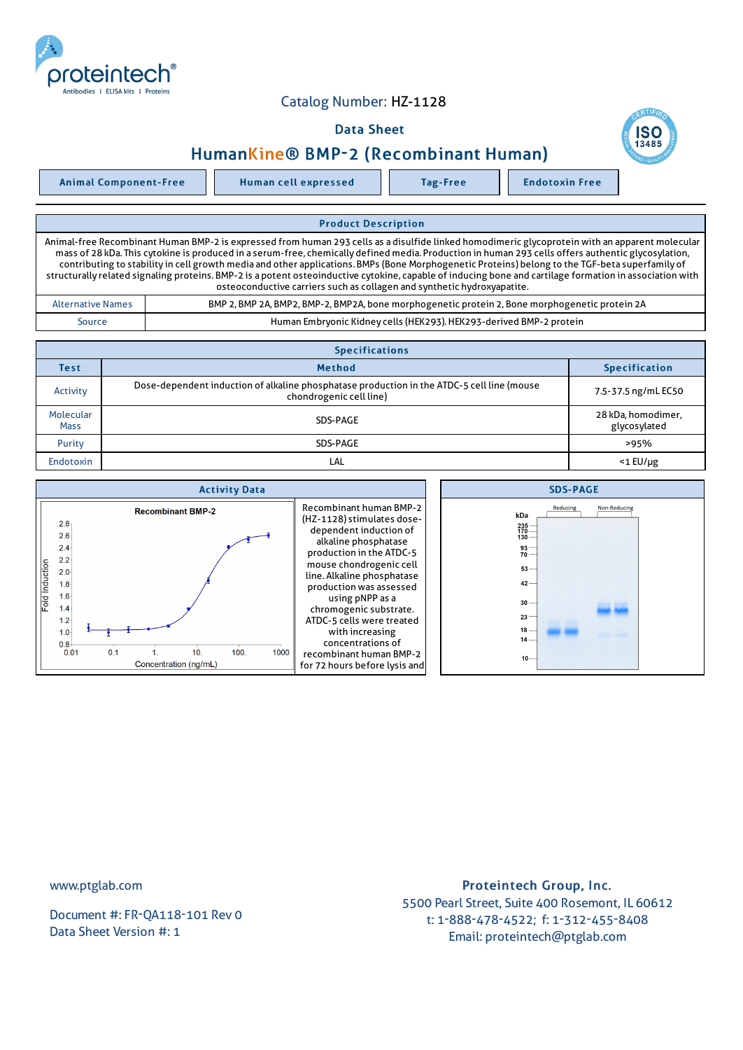Catalog Number: HZ-1128

# Data Sheet

## HumanKine® BMP-2 (Recombinant Human)

| Animal Component-Free | Human cell expressed | Tag-Free | Endotoxin Free |
|---|---|---|---|

### Product Description

Animal-free Recombinant Human BMP-2 is expressed from human 293 cells as a disulfide linked homodimeric glycoprotein with an apparent molecular mass of 28 kDa. This cytokine is produced in a serum-free, chemically defined media. Production in human 293 cells offers authentic glycosylation, contributing to stability in cell growth media and other applications. BMPs (Bone Morphogenetic Proteins) belong to the TGF-beta superfamily of structurally related signaling proteins. BMP-2 is a potent osteoinductive cytokine, capable of inducing bone and cartilage formation in association with osteoconductive carriers such as collagen and synthetic hydroxyapatite.

| | |
|---|---|
| Alternative Names | BMP 2, BMP 2A, BMP2, BMP-2, BMP2A, bone morphogenetic protein 2, Bone morphogenetic protein 2A |
| Source | Human Embryonic Kidney cells (HEK293). HEK293-derived BMP-2 protein |

### Specifications

| Test | Method | Specification |
|---|---|---|
| Activity | Dose-dependent induction of alkaline phosphatase production in the ATDC-5 cell line (mouse chondrogenic cell line) | 7.5-37.5 ng/mL EC50 |
| Molecular Mass | SDS-PAGE | 28 kDa, homodimer, glycosylated |
| Purity | SDS-PAGE | >95% |
| Endotoxin | LAL | <1 EU/μg |

### Activity Data

Recombinant human BMP-2 (HZ-1128) stimulates dose-dependent induction of alkaline phosphatase production in the ATDC-5 mouse chondrogenic cell line. Alkaline phosphatase production was assessed using pNPP as a chromogenic substrate. ATDC-5 cells were treated with increasing concentrations of recombinant human BMP-2 for 72 hours before lysis and

### SDS-PAGE

www.ptglab.com

Document #: FR-QA118-101 Rev 0
Data Sheet Version #: 1

**Proteintech Group, Inc.**
5500 Pearl Street, Suite 400 Rosemont, IL 60612
t: 1-888-478-4522; f: 1-312-455-8408
Email: proteintech@ptglab.com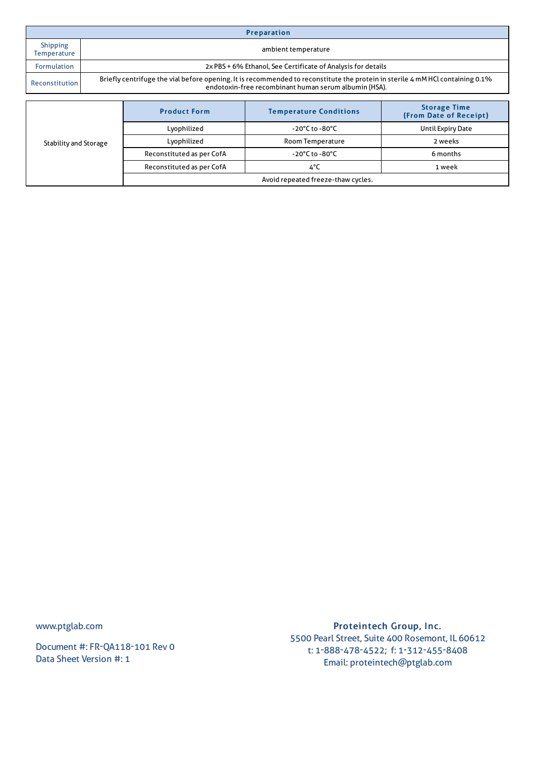| Preparation | |
|---|---|
| Shipping Temperature | ambient temperature |
| Formulation | 2x PBS + 6% Ethanol, See Certificate of Analysis for details |
| Reconstitution | Briefly centrifuge the vial before opening. It is recommended to reconstitute the protein in sterile 4 mM HCl containing 0.1% endotoxin-free recombinant human serum albumin (HSA). |

| | Product Form | Temperature Conditions | Storage Time (From Date of Receipt) |
|---|---|---|---|
| Stability and Storage | Lyophilized | -20°C to -80°C | Until Expiry Date |
| | Lyophilized | Room Temperature | 2 weeks |
| | Reconstituted as per CofA | -20°C to -80°C | 6 months |
| | Reconstituted as per CofA | 4°C | 1 week |
| | Avoid repeated freeze-thaw cycles. | | |

www.ptglab.com

Document #: FR-QA118-101 Rev 0
Data Sheet Version #: 1

**Proteintech Group, Inc.**
5500 Pearl Street, Suite 400 Rosemont, IL 60612
t: 1-888-478-4522; f: 1-312-455-8408
Email: proteintech@ptglab.com